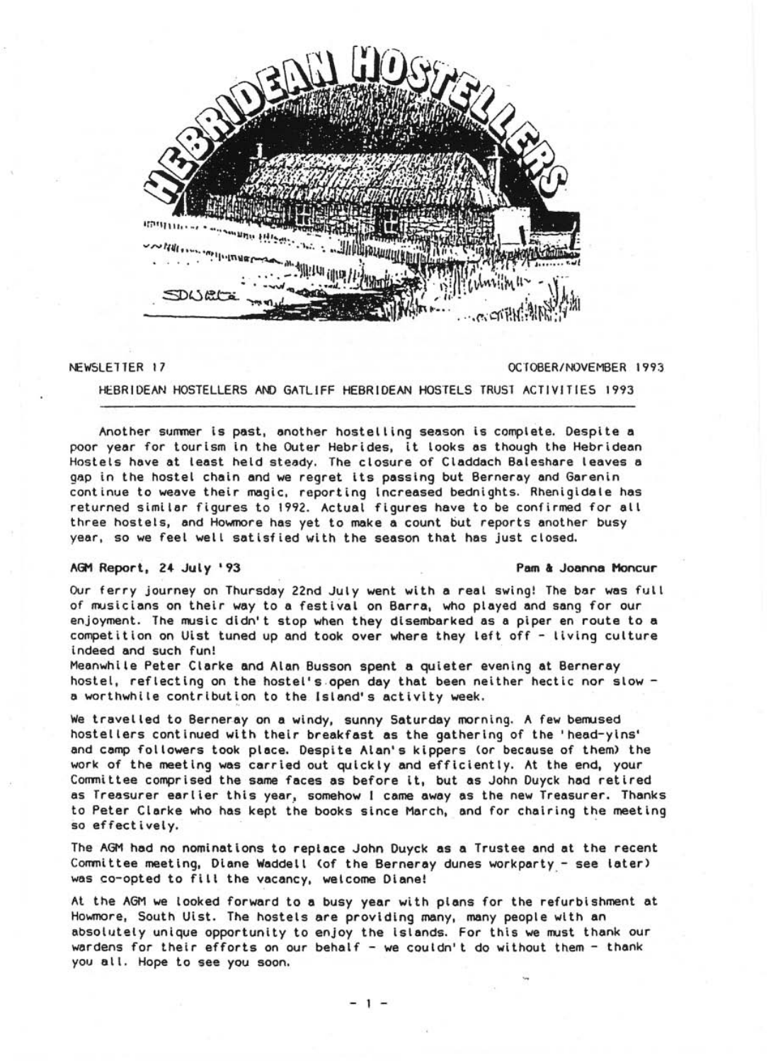# HEBRIDEAN HOSTELLERS

NEWSLETTER 17 OCTOBER/NOVEMBER 1993

## HEBRIDEAN HOSTELLERS AND GATLIFF HEBRIDEAN HOSTELS TRUST ACTIVITIES 1993

Another summer is past, another hostelling season is complete. Despite a poor year for tourism in the Outer Hebrides, it looks as though the Hebridean Hostels have at least held steady. The closure of Claddach Baleshare leaves a gap in the hostel chain and we regret its passing but Berneray and Garenin continue to weave their magic, reporting increased bednights. Rhenigidale has returned similar figures to 1992. Actual figures have to be confirmed for all three hostels, and Howmore has yet to make a count but reports another busy year, so we feel well satisfied with the season that has just closed.

### AGM Report, 24 July '93

**Pam & Joanna Moncur**

Our ferry journey on Thursday 22nd July went with a real swing! The bar was full of musicians on their way to a festival on Barra, who played and sang for our enjoyment. The music didn't stop when they disembarked as a piper en route to a competition on Uist tuned up and took over where they left off - living culture indeed and such fun!

Meanwhile Peter Clarke and Alan Busson spent a quieter evening at Berneray hostel, reflecting on the hostel's open day that been neither hectic nor slow - a worthwhile contribution to the Island's activity week.

We travelled to Berneray on a windy, sunny Saturday morning. A few bemused hostellers continued with their breakfast as the gathering of the 'head-yins' and camp followers took place. Despite Alan's kippers (or because of them) the work of the meeting was carried out quickly and efficiently. At the end, your Committee comprised the same faces as before it, but as John Duyck had retired as Treasurer earlier this year, somehow I came away as the new Treasurer. Thanks to Peter Clarke who has kept the books since March, and for chairing the meeting so effectively.

The AGM had no nominations to replace John Duyck as a Trustee and at the recent Committee meeting, Diane Waddell (of the Berneray dunes workparty - see later) was co-opted to fill the vacancy, welcome Diane!

At the AGM we looked forward to a busy year with plans for the refurbishment at Howmore, South Uist. The hostels are providing many, many people with an absolutely unique opportunity to enjoy the islands. For this we must thank our wardens for their efforts on our behalf - we couldn't do without them - thank you all. Hope to see you soon.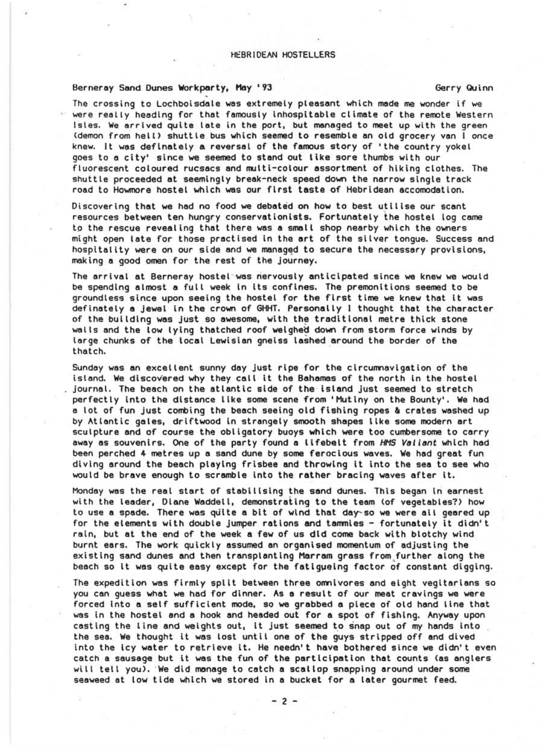HEBRIDEAN HOSTELLERS

**Berneray Sand Dunes Workparty, May '93** — Gerry Quinn

The crossing to Lochboisdale was extremely pleasant which made me wonder if we were really heading for that famously inhospitable climate of the remote Western Isles. We arrived quite late in the port, but managed to meet up with the green (demon from hell) shuttle bus which seemed to resemble an old grocery van I once knew. It was definately a reversal of the famous story of 'the country yokel goes to a city' since we seemed to stand out like sore thumbs with our fluorescent coloured rucsacs and multi-colour assortment of hiking clothes. The shuttle proceeded at seemingly break-neck speed down the narrow single track road to Howmore hostel which was our first taste of Hebridean accomodation.

Discovering that we had no food we debated on how to best utilise our scant resources between ten hungry conservationists. Fortunately the hostel log came to the rescue revealing that there was a small shop nearby which the owners might open late for those practised in the art of the silver tongue. Success and hospitality were on our side and we managed to secure the necessary provisions, making a good omen for the rest of the journey.

The arrival at Berneray hostel was nervously anticipated since we knew we would be spending almost a full week in its confines. The premonitions seemed to be groundless since upon seeing the hostel for the first time we knew that it was definately a jewel in the crown of GHHT. Personally I thought that the character of the building was just so awesome, with the traditional metre thick stone walls and the low lying thatched roof weighed down from storm force winds by large chunks of the local Lewisian gneiss lashed around the border of the thatch.

Sunday was an excellent sunny day just ripe for the circumnavigation of the island. We discovered why they call it the Bahamas of the north in the hostel journal. The beach on the atlantic side of the island just seemed to stretch perfectly into the distance like some scene from 'Mutiny on the Bounty'. We had a lot of fun just combing the beach seeing old fishing ropes & crates washed up by Atlantic gales, driftwood in strangely smooth shapes like some modern art sculpture and of course the obligatory buoys which were too cumbersome to carry away as souvenirs. One of the party found a lifebelt from *HMS Valiant* which had been perched 4 metres up a sand dune by some ferocious waves. We had great fun diving around the beach playing frisbee and throwing it into the sea to see who would be brave enough to scramble into the rather bracing waves after it.

Monday was the real start of stabilising the sand dunes. This began in earnest with the leader, Diane Waddell, demonstrating to the team (of vegetables?) how to use a spade. There was quite a bit of wind that day so we were all geared up for the elements with double jumper rations and tammies - fortunately it didn't rain, but at the end of the week a few of us did come back with blotchy wind burnt ears. The work quickly assumed an organised momentum of adjusting the existing sand dunes and then transplanting Marram grass from further along the beach so it was quite easy except for the fatigueing factor of constant digging.

The expedition was firmly split between three omnivores and eight vegitarians so you can guess what we had for dinner. As a result of our meat cravings we were forced into a self sufficient mode, so we grabbed a piece of old hand line that was in the hostel and a hook and headed out for a spot of fishing. Anyway upon casting the line and weights out, it just seemed to snap out of my hands into the sea. We thought it was lost until one of the guys stripped off and dived into the icy water to retrieve it. He needn't have bothered since we didn't even catch a sausage but it was the fun of the participation that counts (as anglers will tell you). We did manage to catch a scallop snapping around under some seaweed at low tide which we stored in a bucket for a later gourmet feed.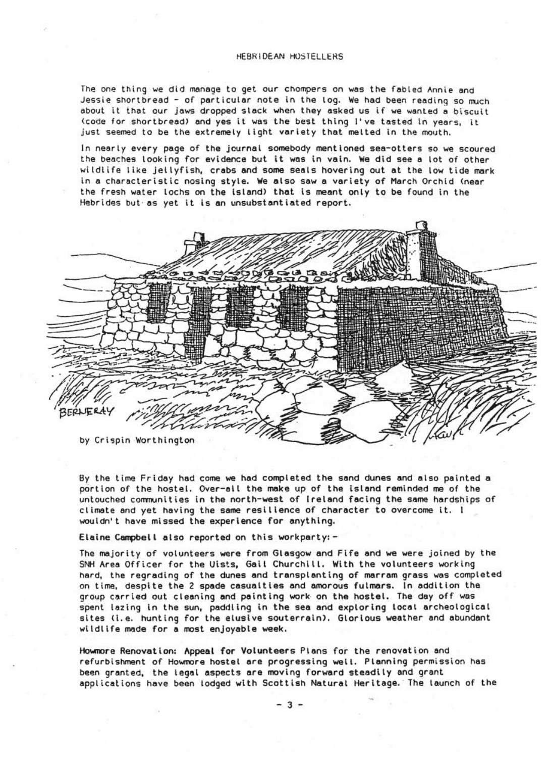The one thing we did manage to get our chompers on was the fabled Annie and Jessie shortbread - of particular note in the log. We had been reading so much about it that our jaws dropped slack when they asked us if we wanted a biscuit (code for shortbread) and yes it was the best thing I've tasted in years, it just seemed to be the extremely light variety that melted in the mouth.

In nearly every page of the journal somebody mentioned sea-otters so we scoured the beaches looking for evidence but it was in vain. We did see a lot of other wildlife like jellyfish, crabs and some seals hovering out at the low tide mark in a characteristic nosing style. We also saw a variety of March Orchid (near the fresh water lochs on the island) that is meant only to be found in the Hebrides but as yet it is an unsubstantiated report.

BERNERAY

by Crispin Worthington

By the time Friday had come we had completed the sand dunes and also painted a portion of the hostel. Over-all the make up of the island reminded me of the untouched communities in the north-west of Ireland facing the same hardships of climate and yet having the same resilience of character to overcome it. I wouldn't have missed the experience for anything.

**Elaine Campbell also reported on this workparty:-**

The majority of volunteers were from Glasgow and Fife and we were joined by the SNH Area Officer for the Uists, Gail Churchill. With the volunteers working hard, the regrading of the dunes and transplanting of marram grass was completed on time, despite the 2 spade casualties and amorous fulmars. In addition the group carried out cleaning and painting work on the hostel. The day off was spent lazing in the sun, paddling in the sea and exploring local archeological sites (i.e. hunting for the elusive souterrain). Glorious weather and abundant wildlife made for a most enjoyable week.

**Howmore Renovation: Appeal for Volunteers** Plans for the renovation and refurbishment of Howmore hostel are progressing well. Planning permission has been granted, the legal aspects are moving forward steadily and grant applications have been lodged with Scottish Natural Heritage. The launch of the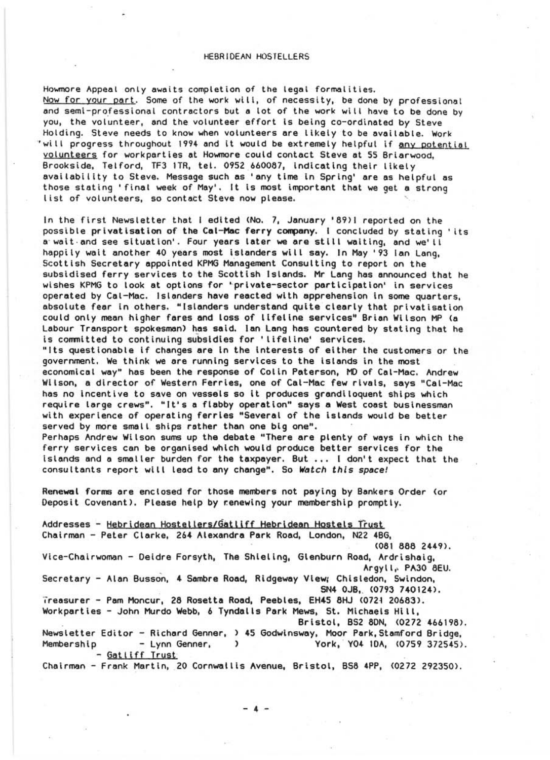Howmore Appeal only awaits completion of the legal formalities.

Now for your part. Some of the work will, of necessity, be done by professional and semi-professional contractors but a lot of the work will have to be done by you, the volunteer, and the volunteer effort is being co-ordinated by Steve Holding. Steve needs to know when volunteers are likely to be available. Work will progress throughout 1994 and it would be extremely helpful if any potential volunteers for workparties at Howmore could contact Steve at 55 Briarwood, Brookside, Telford, TF3 1TR, tel. 0952 660087, indicating their likely availability to Steve. Message such as 'any time in Spring' are as helpful as those stating 'final week of May'. It is most important that we get a strong list of volunteers, so contact Steve now please.

In the first Newsletter that I edited (No. 7, January '89) I reported on the possible **privatisation of the Cal-Mac ferry company**. I concluded by stating 'its a wait and see situation'. Four years later we are still waiting, and we'll happily wait another 40 years most islanders will say. In May '93 Ian Lang, Scottish Secretary appointed KPMG Management Consulting to report on the subsidised ferry services to the Scottish Islands. Mr Lang has announced that he wishes KPMG to look at options for 'private-sector participation' in services operated by Cal-Mac. Islanders have reacted with apprehension in some quarters, absolute fear in others. "Islanders understand quite clearly that privatisation could only mean higher fares and loss of lifeline services" Brian Wilson MP (a Labour Transport spokesman) has said. Ian Lang has countered by stating that he is committed to continuing subsidies for 'lifeline' services.

"Its questionable if changes are in the interests of either the customers or the government. We think we are running services to the islands in the most economical way" has been the response of Colin Paterson, MD of Cal-Mac. Andrew Wilson, a director of Western Ferries, one of Cal-Mac few rivals, says "Cal-Mac has no incentive to save on vessels so it produces grandiloquent ships which require large crews". "It's a flabby operation" says a West coast businessman with experience of operating ferries "Several of the islands would be better served by more small ships rather than one big one".

Perhaps Andrew Wilson sums up the debate "There are plenty of ways in which the ferry services can be organised which would produce better services for the islands and a smaller burden for the taxpayer. But ... I don't expect that the consultants report will lead to any change". So ***Watch this space!***

**Renewal** forms are enclosed for those members not paying by Bankers Order (or Deposit Covenant). Please help by renewing your membership promptly.

Addresses - Hebridean Hostellers/Gatliff Hebridean Hostels Trust

Chairman - Peter Clarke, 264 Alexandra Park Road, London, N22 4BG, (081 888 2449).

Vice-Chairwoman - Deidre Forsyth, The Shieling, Glenburn Road, Ardrishaig, Argyll, PA30 8EU.

Secretary - Alan Busson, 4 Sambre Road, Ridgeway View, Chisledon, Swindon, SN4 0JB, (0793 740124).

Treasurer - Pam Moncur, 28 Rosetta Road, Peebles, EH45 8HJ (0721 20683).

Workparties - John Murdo Webb, 6 Tyndalls Park Mews, St. Michaels Hill, Bristol, BS2 8DN, (0272 466198).

Newsletter Editor - Richard Genner, ) 45 Godwinsway, Moor Park, Stamford Bridge,
Membership - Lynn Genner, ) York, YO4 1DA, (0759 372545).

- Gatliff Trust

Chairman - Frank Martin, 20 Cornwallis Avenue, Bristol, BS8 4PP, (0272 292350).